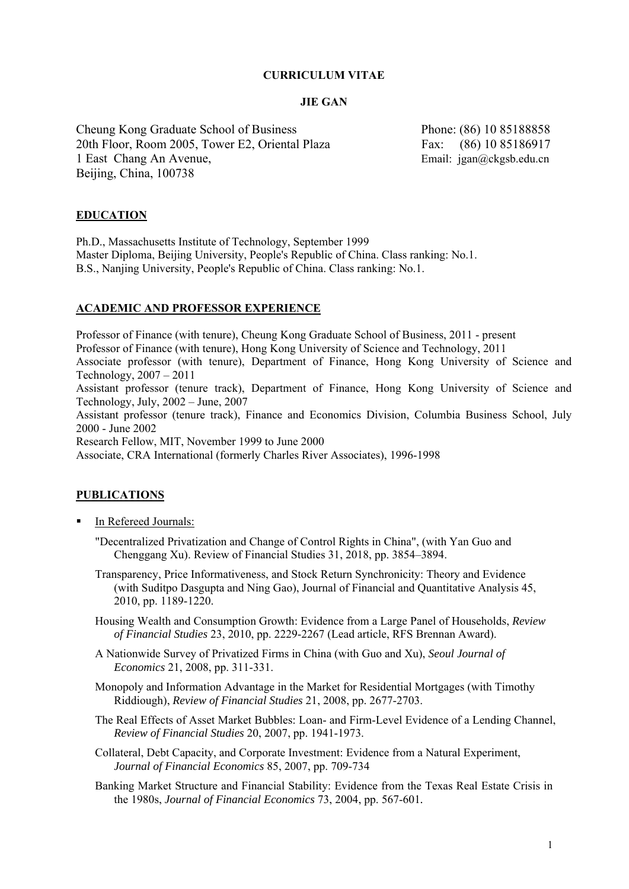**CURRICULUM VITAE**

**JIE GAN**

Cheung Kong Graduate School of Business
20th Floor, Room 2005, Tower E2, Oriental Plaza
1 East Chang An Avenue,
Beijing, China, 100738

Phone: (86) 10 85188858
Fax: (86) 10 85186917
Email: jgan@ckgsb.edu.cn

## EDUCATION

Ph.D., Massachusetts Institute of Technology, September 1999
Master Diploma, Beijing University, People's Republic of China. Class ranking: No.1.
B.S., Nanjing University, People's Republic of China. Class ranking: No.1.

## ACADEMIC AND PROFESSOR EXPERIENCE

Professor of Finance (with tenure), Cheung Kong Graduate School of Business, 2011 - present
Professor of Finance (with tenure), Hong Kong University of Science and Technology, 2011
Associate professor (with tenure), Department of Finance, Hong Kong University of Science and Technology, 2007 – 2011
Assistant professor (tenure track), Department of Finance, Hong Kong University of Science and Technology, July, 2002 – June, 2007
Assistant professor (tenure track), Finance and Economics Division, Columbia Business School, July 2000 - June 2002
Research Fellow, MIT, November 1999 to June 2000
Associate, CRA International (formerly Charles River Associates), 1996-1998

## PUBLICATIONS

- In Refereed Journals:

  "Decentralized Privatization and Change of Control Rights in China", (with Yan Guo and Chenggang Xu). Review of Financial Studies 31, 2018, pp. 3854–3894.

  Transparency, Price Informativeness, and Stock Return Synchronicity: Theory and Evidence (with Suditpo Dasgupta and Ning Gao), Journal of Financial and Quantitative Analysis 45, 2010, pp. 1189-1220.

  Housing Wealth and Consumption Growth: Evidence from a Large Panel of Households, *Review of Financial Studies* 23, 2010, pp. 2229-2267 (Lead article, RFS Brennan Award).

  A Nationwide Survey of Privatized Firms in China (with Guo and Xu), *Seoul Journal of Economics* 21, 2008, pp. 311-331.

  Monopoly and Information Advantage in the Market for Residential Mortgages (with Timothy Riddiough), *Review of Financial Studies* 21, 2008, pp. 2677-2703.

  The Real Effects of Asset Market Bubbles: Loan- and Firm-Level Evidence of a Lending Channel, *Review of Financial Studies* 20, 2007, pp. 1941-1973.

  Collateral, Debt Capacity, and Corporate Investment: Evidence from a Natural Experiment, *Journal of Financial Economics* 85, 2007, pp. 709-734

  Banking Market Structure and Financial Stability: Evidence from the Texas Real Estate Crisis in the 1980s, *Journal of Financial Economics* 73, 2004, pp. 567-601.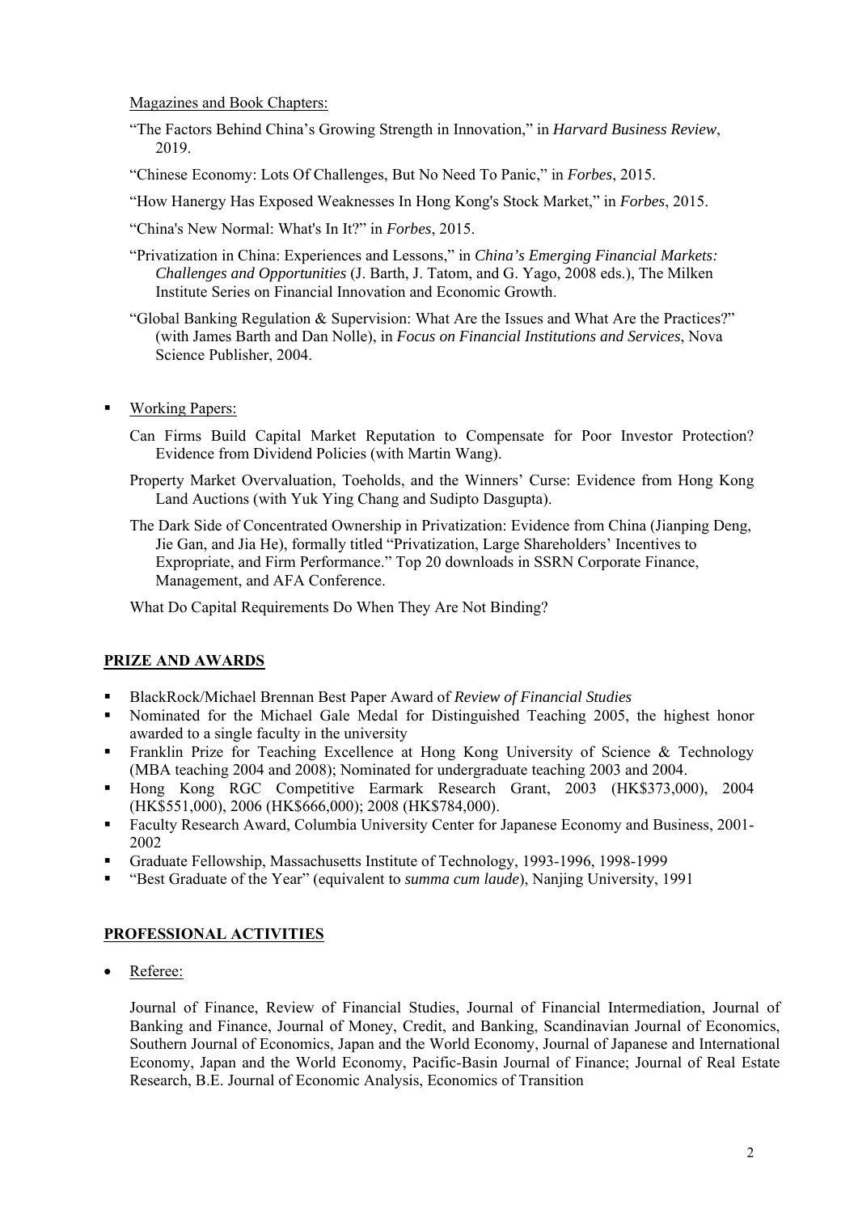Magazines and Book Chapters:

"The Factors Behind China's Growing Strength in Innovation," in *Harvard Business Review*, 2019.

"Chinese Economy: Lots Of Challenges, But No Need To Panic," in *Forbes*, 2015.

"How Hanergy Has Exposed Weaknesses In Hong Kong's Stock Market," in *Forbes*, 2015.

"China's New Normal: What's In It?" in *Forbes*, 2015.

"Privatization in China: Experiences and Lessons," in *China's Emerging Financial Markets: Challenges and Opportunities* (J. Barth, J. Tatom, and G. Yago, 2008 eds.), The Milken Institute Series on Financial Innovation and Economic Growth.

"Global Banking Regulation & Supervision: What Are the Issues and What Are the Practices?" (with James Barth and Dan Nolle), in *Focus on Financial Institutions and Services*, Nova Science Publisher, 2004.

- Working Papers:

  Can Firms Build Capital Market Reputation to Compensate for Poor Investor Protection? Evidence from Dividend Policies (with Martin Wang).

  Property Market Overvaluation, Toeholds, and the Winners' Curse: Evidence from Hong Kong Land Auctions (with Yuk Ying Chang and Sudipto Dasgupta).

  The Dark Side of Concentrated Ownership in Privatization: Evidence from China (Jianping Deng, Jie Gan, and Jia He), formally titled "Privatization, Large Shareholders' Incentives to Expropriate, and Firm Performance." Top 20 downloads in SSRN Corporate Finance, Management, and AFA Conference.

  What Do Capital Requirements Do When They Are Not Binding?

## PRIZE AND AWARDS

- BlackRock/Michael Brennan Best Paper Award of *Review of Financial Studies*
- Nominated for the Michael Gale Medal for Distinguished Teaching 2005, the highest honor awarded to a single faculty in the university
- Franklin Prize for Teaching Excellence at Hong Kong University of Science & Technology (MBA teaching 2004 and 2008); Nominated for undergraduate teaching 2003 and 2004.
- Hong Kong RGC Competitive Earmark Research Grant, 2003 (HK$373,000), 2004 (HK$551,000), 2006 (HK$666,000); 2008 (HK$784,000).
- Faculty Research Award, Columbia University Center for Japanese Economy and Business, 2001-2002
- Graduate Fellowship, Massachusetts Institute of Technology, 1993-1996, 1998-1999
- "Best Graduate of the Year" (equivalent to *summa cum laude*), Nanjing University, 1991

## PROFESSIONAL ACTIVITIES

- Referee:

  Journal of Finance, Review of Financial Studies, Journal of Financial Intermediation, Journal of Banking and Finance, Journal of Money, Credit, and Banking, Scandinavian Journal of Economics, Southern Journal of Economics, Japan and the World Economy, Journal of Japanese and International Economy, Japan and the World Economy, Pacific-Basin Journal of Finance; Journal of Real Estate Research, B.E. Journal of Economic Analysis, Economics of Transition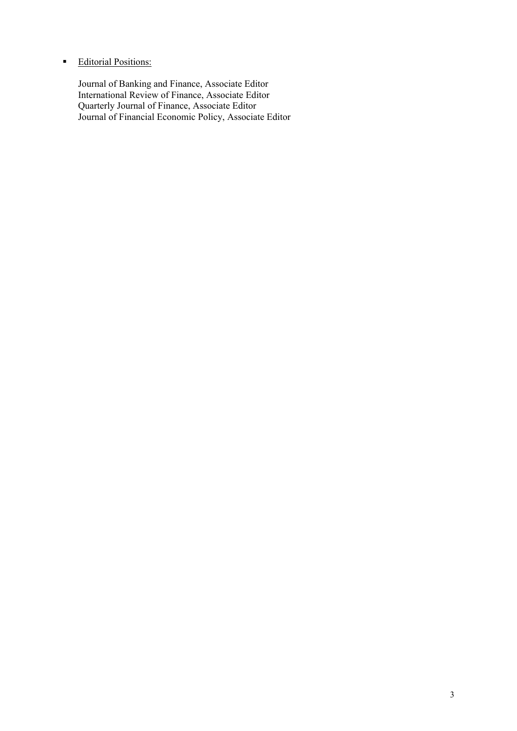- <u>Editorial Positions:</u>

  Journal of Banking and Finance, Associate Editor
  International Review of Finance, Associate Editor
  Quarterly Journal of Finance, Associate Editor
  Journal of Financial Economic Policy, Associate Editor